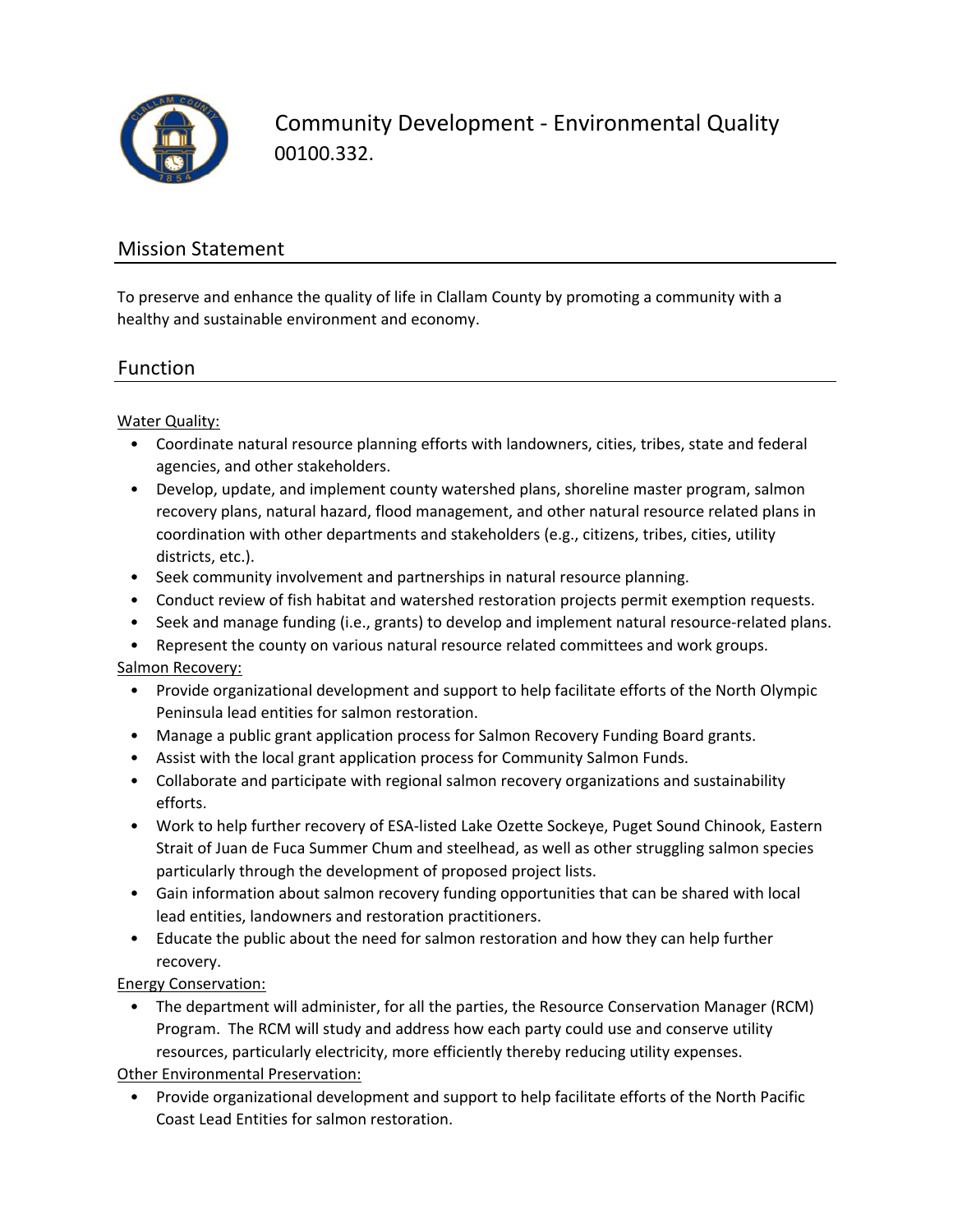# Community Development - Environmental Quality

00100.332.

## Mission Statement

To preserve and enhance the quality of life in Clallam County by promoting a community with a healthy and sustainable environment and economy.

## Function

Water Quality:

- Coordinate natural resource planning efforts with landowners, cities, tribes, state and federal agencies, and other stakeholders.
- Develop, update, and implement county watershed plans, shoreline master program, salmon recovery plans, natural hazard, flood management, and other natural resource related plans in coordination with other departments and stakeholders (e.g., citizens, tribes, cities, utility districts, etc.).
- Seek community involvement and partnerships in natural resource planning.
- Conduct review of fish habitat and watershed restoration projects permit exemption requests.
- Seek and manage funding (i.e., grants) to develop and implement natural resource-related plans.
- Represent the county on various natural resource related committees and work groups.

Salmon Recovery:

- Provide organizational development and support to help facilitate efforts of the North Olympic Peninsula lead entities for salmon restoration.
- Manage a public grant application process for Salmon Recovery Funding Board grants.
- Assist with the local grant application process for Community Salmon Funds.
- Collaborate and participate with regional salmon recovery organizations and sustainability efforts.
- Work to help further recovery of ESA-listed Lake Ozette Sockeye, Puget Sound Chinook, Eastern Strait of Juan de Fuca Summer Chum and steelhead, as well as other struggling salmon species particularly through the development of proposed project lists.
- Gain information about salmon recovery funding opportunities that can be shared with local lead entities, landowners and restoration practitioners.
- Educate the public about the need for salmon restoration and how they can help further recovery.

Energy Conservation:

- The department will administer, for all the parties, the Resource Conservation Manager (RCM) Program. The RCM will study and address how each party could use and conserve utility resources, particularly electricity, more efficiently thereby reducing utility expenses.

Other Environmental Preservation:

- Provide organizational development and support to help facilitate efforts of the North Pacific Coast Lead Entities for salmon restoration.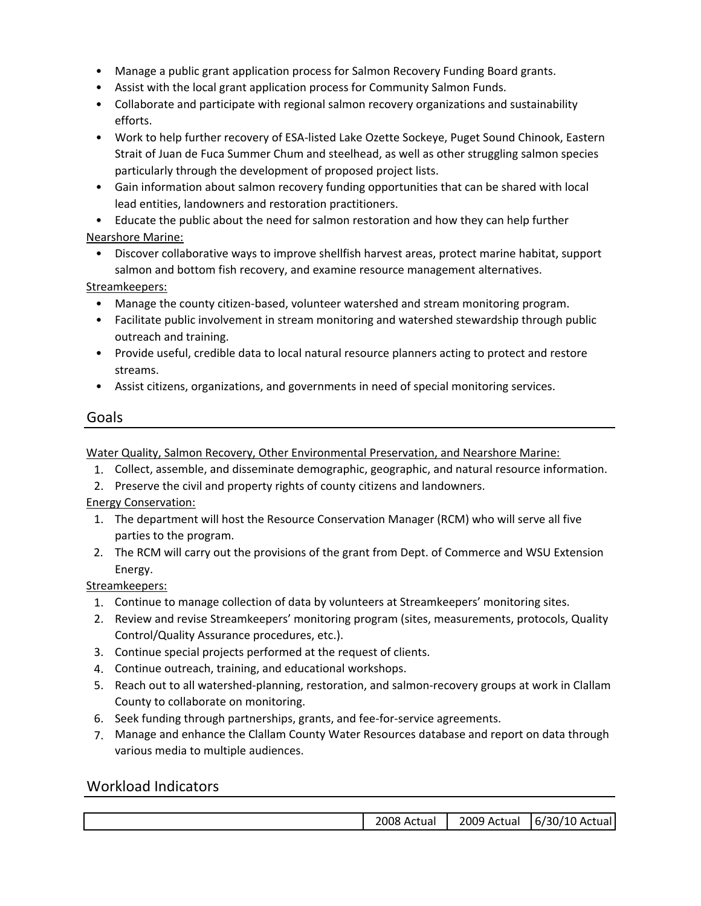- Manage a public grant application process for Salmon Recovery Funding Board grants.
- Assist with the local grant application process for Community Salmon Funds.
- Collaborate and participate with regional salmon recovery organizations and sustainability efforts.
- Work to help further recovery of ESA-listed Lake Ozette Sockeye, Puget Sound Chinook, Eastern Strait of Juan de Fuca Summer Chum and steelhead, as well as other struggling salmon species particularly through the development of proposed project lists.
- Gain information about salmon recovery funding opportunities that can be shared with local lead entities, landowners and restoration practitioners.
- Educate the public about the need for salmon restoration and how they can help further

Nearshore Marine:

- Discover collaborative ways to improve shellfish harvest areas, protect marine habitat, support salmon and bottom fish recovery, and examine resource management alternatives.

Streamkeepers:

- Manage the county citizen-based, volunteer watershed and stream monitoring program.
- Facilitate public involvement in stream monitoring and watershed stewardship through public outreach and training.
- Provide useful, credible data to local natural resource planners acting to protect and restore streams.
- Assist citizens, organizations, and governments in need of special monitoring services.

## Goals

Water Quality, Salmon Recovery, Other Environmental Preservation, and Nearshore Marine:

1. Collect, assemble, and disseminate demographic, geographic, and natural resource information.
2. Preserve the civil and property rights of county citizens and landowners.

Energy Conservation:

1. The department will host the Resource Conservation Manager (RCM) who will serve all five parties to the program.
2. The RCM will carry out the provisions of the grant from Dept. of Commerce and WSU Extension Energy.

Streamkeepers:

1. Continue to manage collection of data by volunteers at Streamkeepers' monitoring sites.
2. Review and revise Streamkeepers' monitoring program (sites, measurements, protocols, Quality Control/Quality Assurance procedures, etc.).
3. Continue special projects performed at the request of clients.
4. Continue outreach, training, and educational workshops.
5. Reach out to all watershed-planning, restoration, and salmon-recovery groups at work in Clallam County to collaborate on monitoring.
6. Seek funding through partnerships, grants, and fee-for-service agreements.
7. Manage and enhance the Clallam County Water Resources database and report on data through various media to multiple audiences.

## Workload Indicators

| | 2008 Actual | 2009 Actual | 6/30/10 Actual |
|---|---|---|---|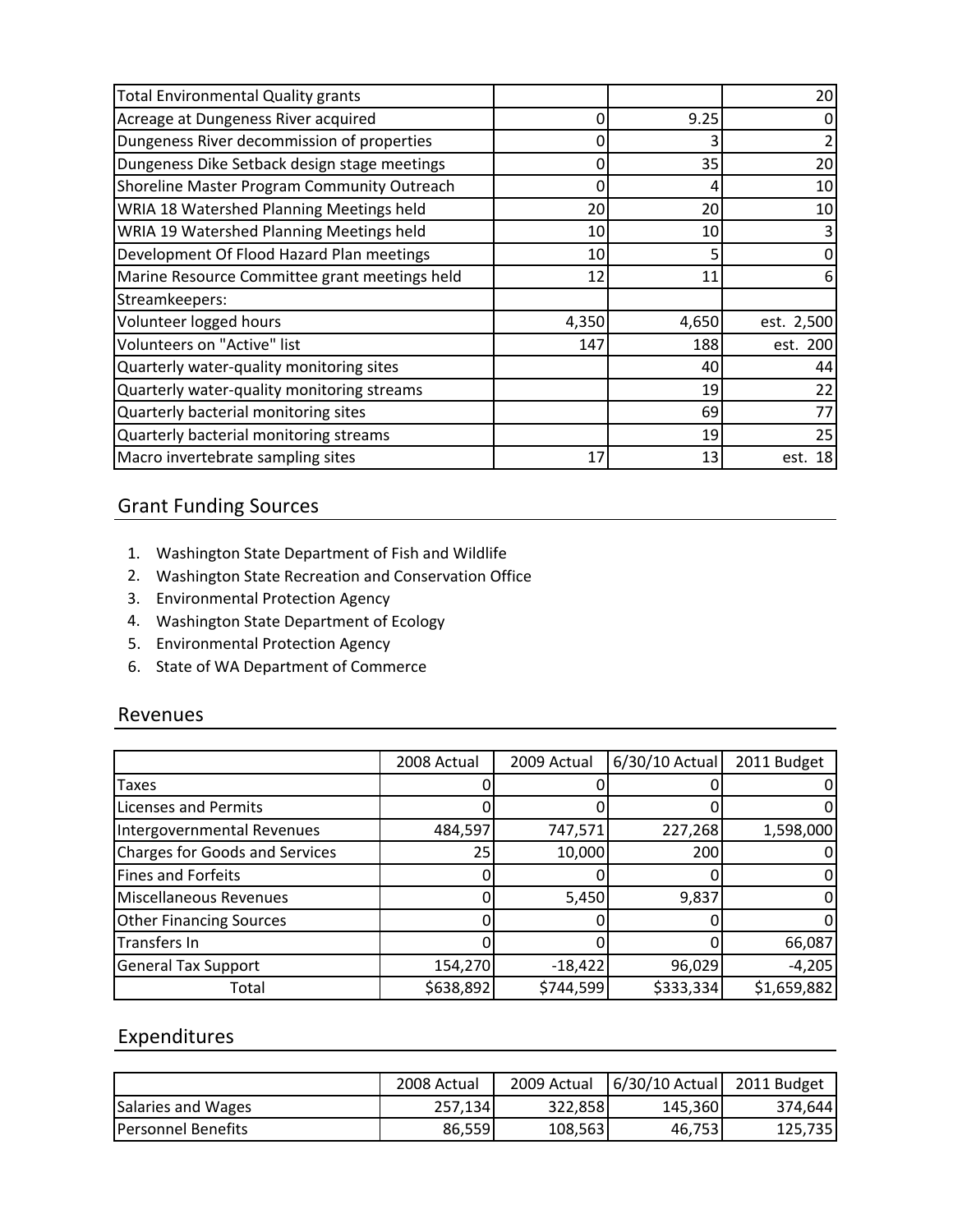| | | | |
|---|---|---|---|
| Total Environmental Quality grants | | | 20 |
| Acreage at Dungeness River acquired | 0 | 9.25 | 0 |
| Dungeness River decommission of properties | 0 | 3 | 2 |
| Dungeness Dike Setback design stage meetings | 0 | 35 | 20 |
| Shoreline Master Program Community Outreach | 0 | 4 | 10 |
| WRIA 18 Watershed Planning Meetings held | 20 | 20 | 10 |
| WRIA 19 Watershed Planning Meetings held | 10 | 10 | 3 |
| Development Of Flood Hazard Plan meetings | 10 | 5 | 0 |
| Marine Resource Committee grant meetings held | 12 | 11 | 6 |
| Streamkeepers: | | | |
| Volunteer logged hours | 4,350 | 4,650 | est. 2,500 |
| Volunteers on "Active" list | 147 | 188 | est. 200 |
| Quarterly water-quality monitoring sites | | 40 | 44 |
| Quarterly water-quality monitoring streams | | 19 | 22 |
| Quarterly bacterial monitoring sites | | 69 | 77 |
| Quarterly bacterial monitoring streams | | 19 | 25 |
| Macro invertebrate sampling sites | 17 | 13 | est. 18 |

## Grant Funding Sources

1. Washington State Department of Fish and Wildlife
2. Washington State Recreation and Conservation Office
3. Environmental Protection Agency
4. Washington State Department of Ecology
5. Environmental Protection Agency
6. State of WA Department of Commerce

## Revenues

| | 2008 Actual | 2009 Actual | 6/30/10 Actual | 2011 Budget |
|---|---|---|---|---|
| Taxes | 0 | 0 | 0 | 0 |
| Licenses and Permits | 0 | 0 | 0 | 0 |
| Intergovernmental Revenues | 484,597 | 747,571 | 227,268 | 1,598,000 |
| Charges for Goods and Services | 25 | 10,000 | 200 | 0 |
| Fines and Forfeits | 0 | 0 | 0 | 0 |
| Miscellaneous Revenues | 0 | 5,450 | 9,837 | 0 |
| Other Financing Sources | 0 | 0 | 0 | 0 |
| Transfers In | 0 | 0 | 0 | 66,087 |
| General Tax Support | 154,270 | -18,422 | 96,029 | -4,205 |
| Total | $638,892 | $744,599 | $333,334 | $1,659,882 |

## Expenditures

| | 2008 Actual | 2009 Actual | 6/30/10 Actual | 2011 Budget |
|---|---|---|---|---|
| Salaries and Wages | 257,134 | 322,858 | 145,360 | 374,644 |
| Personnel Benefits | 86,559 | 108,563 | 46,753 | 125,735 |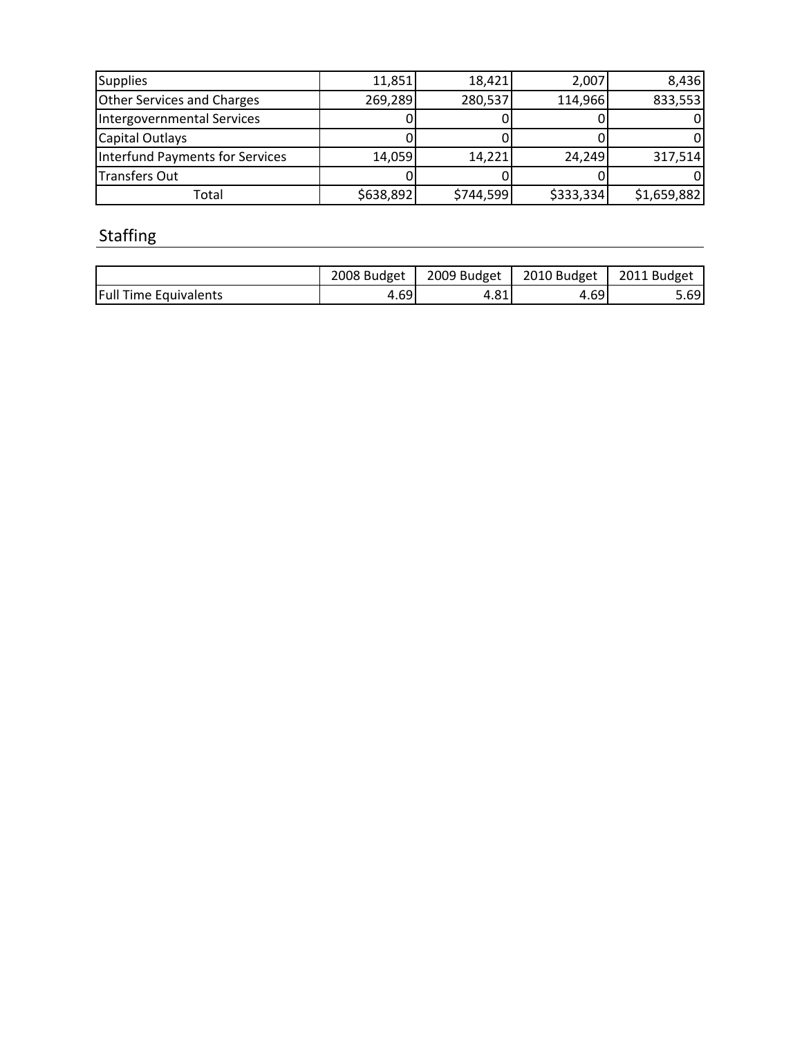| | | | | |
|---|---|---|---|---|
| Supplies | 11,851 | 18,421 | 2,007 | 8,436 |
| Other Services and Charges | 269,289 | 280,537 | 114,966 | 833,553 |
| Intergovernmental Services | 0 | 0 | 0 | 0 |
| Capital Outlays | 0 | 0 | 0 | 0 |
| Interfund Payments for Services | 14,059 | 14,221 | 24,249 | 317,514 |
| Transfers Out | 0 | 0 | 0 | 0 |
| Total | $638,892 | $744,599 | $333,334 | $1,659,882 |

## Staffing

| | 2008 Budget | 2009 Budget | 2010 Budget | 2011 Budget |
|---|---|---|---|---|
| Full Time Equivalents | 4.69 | 4.81 | 4.69 | 5.69 |